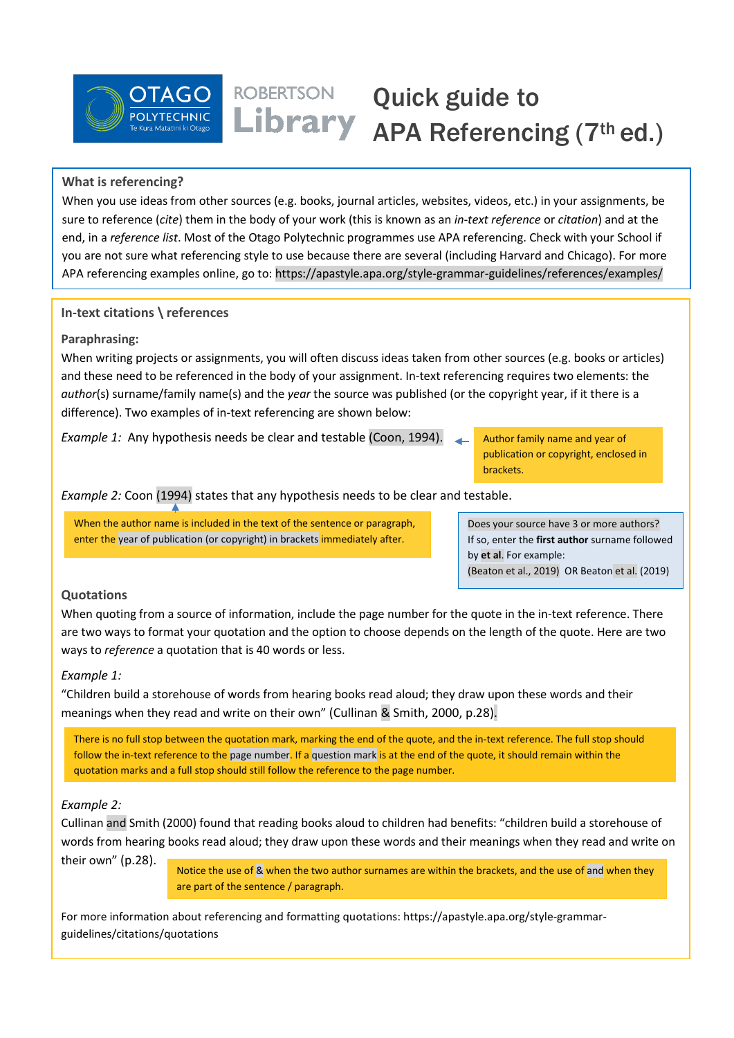# Quick guide to APA Referencing (7th ed.)

OTAGO POLYTECHNIC Te Kura Matatini ki Otago

ROBERTSON Library

## What is referencing?

When you use ideas from other sources (e.g. books, journal articles, websites, videos, etc.) in your assignments, be sure to reference (*cite*) them in the body of your work (this is known as an *in-text reference* or *citation*) and at the end, in a *reference list*. Most of the Otago Polytechnic programmes use APA referencing. Check with your School if you are not sure what referencing style to use because there are several (including Harvard and Chicago). For more APA referencing examples online, go to: https://apastyle.apa.org/style-grammar-guidelines/references/examples/

## In-text citations \ references

### Paraphrasing:

When writing projects or assignments, you will often discuss ideas taken from other sources (e.g. books or articles) and these need to be referenced in the body of your assignment. In-text referencing requires two elements: the *author*(s) surname/family name(s) and the *year* the source was published (or the copyright year, if it there is a difference). Two examples of in-text referencing are shown below:

*Example 1:* Any hypothesis needs be clear and testable (Coon, 1994).

> Author family name and year of publication or copyright, enclosed in brackets.

*Example 2:* Coon (1994) states that any hypothesis needs to be clear and testable.

> When the author name is included in the text of the sentence or paragraph, enter the year of publication (or copyright) in brackets immediately after.

> Does your source have 3 or more authors?
> If so, enter the **first author** surname followed by **et al**. For example:
> (Beaton et al., 2019) OR Beaton et al. (2019)

### Quotations

When quoting from a source of information, include the page number for the quote in the in-text reference. There are two ways to format your quotation and the option to choose depends on the length of the quote. Here are two ways to *reference* a quotation that is 40 words or less.

*Example 1:*
"Children build a storehouse of words from hearing books read aloud; they draw upon these words and their meanings when they read and write on their own" (Cullinan & Smith, 2000, p.28).

> There is no full stop between the quotation mark, marking the end of the quote, and the in-text reference. The full stop should follow the in-text reference to the page number. If a question mark is at the end of the quote, it should remain within the quotation marks and a full stop should still follow the reference to the page number.

*Example 2:*
Cullinan and Smith (2000) found that reading books aloud to children had benefits: "children build a storehouse of words from hearing books read aloud; they draw upon these words and their meanings when they read and write on their own" (p.28).

> Notice the use of & when the two author surnames are within the brackets, and the use of and when they are part of the sentence / paragraph.

For more information about referencing and formatting quotations: https://apastyle.apa.org/style-grammar-guidelines/citations/quotations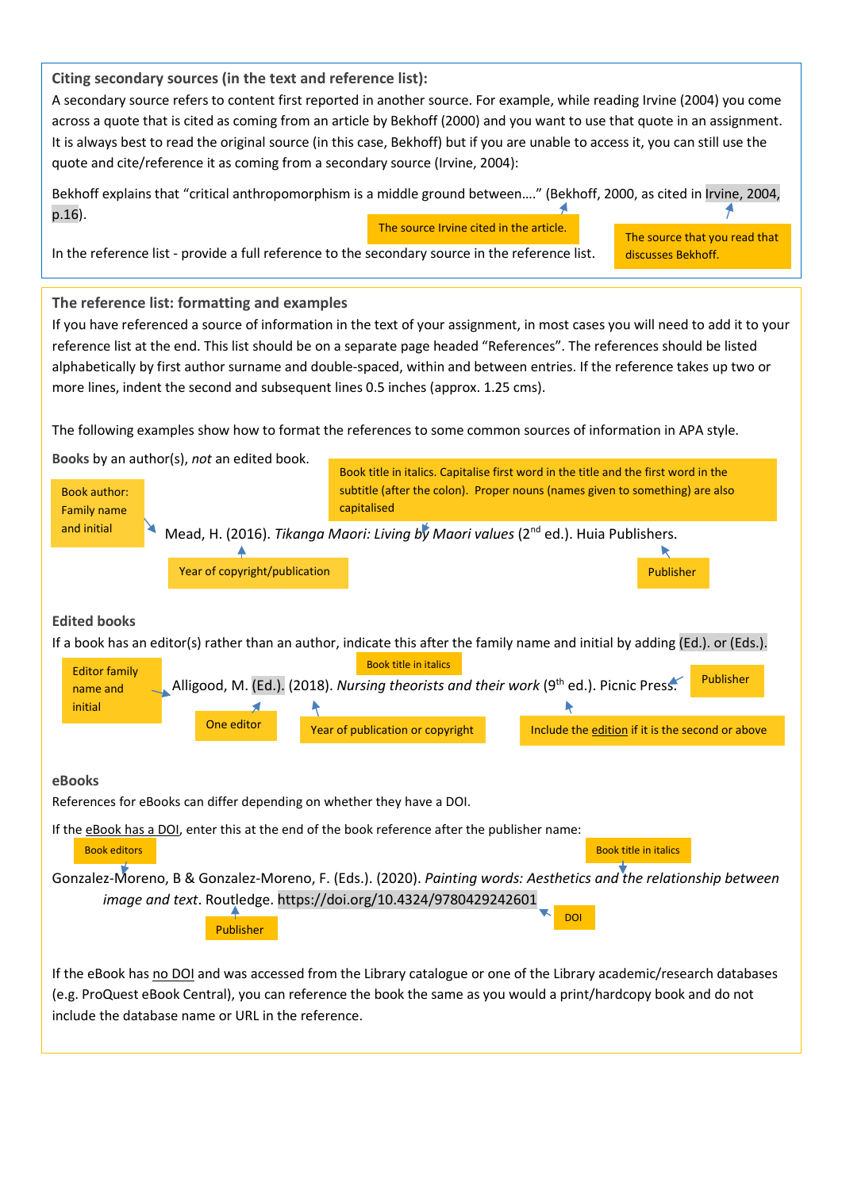**Citing secondary sources (in the text and reference list):**

A secondary source refers to content first reported in another source. For example, while reading Irvine (2004) you come across a quote that is cited as coming from an article by Bekhoff (2000) and you want to use that quote in an assignment. It is always best to read the original source (in this case, Bekhoff) but if you are unable to access it, you can still use the quote and cite/reference it as coming from a secondary source (Irvine, 2004):

Bekhoff explains that "critical anthropomorphism is a middle ground between…." (Bekhoff, 2000, as cited in Irvine, 2004, p.16).

The source Irvine cited in the article.

The source that you read that discusses Bekhoff.

In the reference list - provide a full reference to the secondary source in the reference list.

**The reference list: formatting and examples**

If you have referenced a source of information in the text of your assignment, in most cases you will need to add it to your reference list at the end. This list should be on a separate page headed "References". The references should be listed alphabetically by first author surname and double-spaced, within and between entries. If the reference takes up two or more lines, indent the second and subsequent lines 0.5 inches (approx. 1.25 cms).

The following examples show how to format the references to some common sources of information in APA style.

**Books** by an author(s), *not* an edited book.

Book author: Family name and initial

Book title in italics. Capitalise first word in the title and the first word in the subtitle (after the colon). Proper nouns (names given to something) are also capitalised

Mead, H. (2016). *Tikanga Maori: Living by Maori values* (2nd ed.). Huia Publishers.

Year of copyright/publication

Publisher

**Edited books**

If a book has an editor(s) rather than an author, indicate this after the family name and initial by adding (Ed.). or (Eds.).

Editor family name and initial

Book title in italics

Alligood, M. (Ed.). (2018). *Nursing theorists and their work* (9th ed.). Picnic Press.

Publisher

One editor

Year of publication or copyright

Include the edition if it is the second or above

**eBooks**

References for eBooks can differ depending on whether they have a DOI.

If the eBook has a DOI, enter this at the end of the book reference after the publisher name:

Book editors

Book title in italics

Gonzalez-Moreno, B & Gonzalez-Moreno, F. (Eds.). (2020). *Painting words: Aesthetics and the relationship between image and text*. Routledge. https://doi.org/10.4324/9780429242601

Publisher

DOI

If the eBook has no DOI and was accessed from the Library catalogue or one of the Library academic/research databases (e.g. ProQuest eBook Central), you can reference the book the same as you would a print/hardcopy book and do not include the database name or URL in the reference.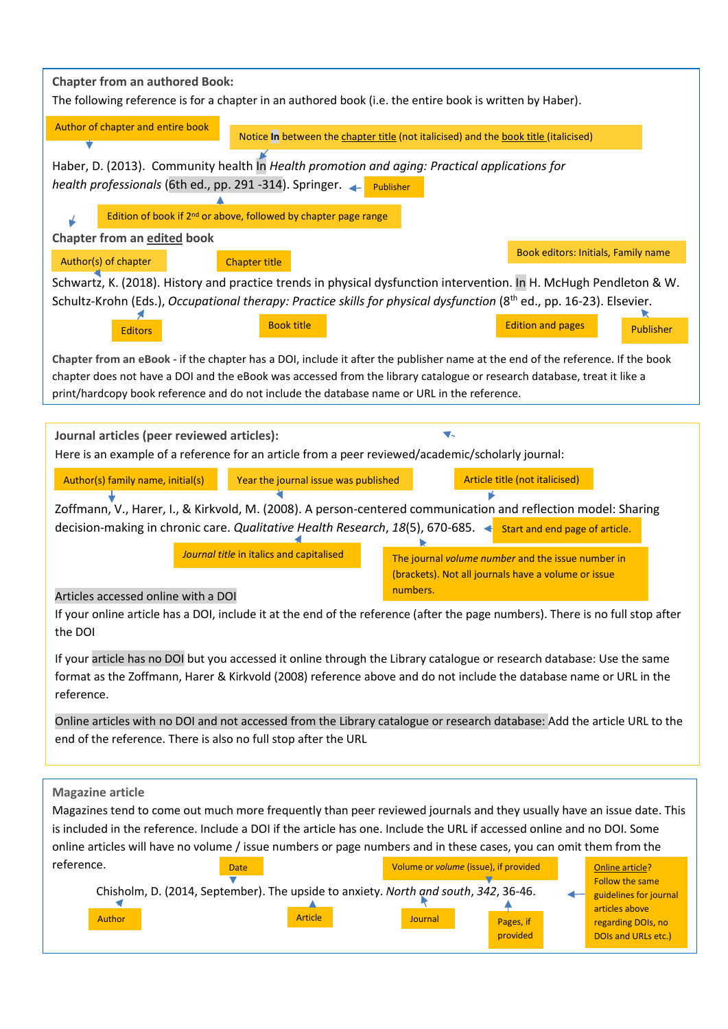**Chapter from an authored Book:**

The following reference is for a chapter in an authored book (i.e. the entire book is written by Haber).

Author of chapter and entire book

Notice **In** between the chapter title (not italicised) and the book title (italicised)

Haber, D. (2013). Community health In *Health promotion and aging: Practical applications for health professionals* (6th ed., pp. 291 -314). Springer.

Publisher

Edition of book if 2nd or above, followed by chapter page range

**Chapter from an edited book**

Author(s) of chapter

Chapter title

Book editors: Initials, Family name

Schwartz, K. (2018). History and practice trends in physical dysfunction intervention. In H. McHugh Pendleton & W. Schultz-Krohn (Eds.), *Occupational therapy: Practice skills for physical dysfunction* (8th ed., pp. 16-23). Elsevier.

Editors

Book title

Edition and pages

Publisher

**Chapter from an eBook** - if the chapter has a DOI, include it after the publisher name at the end of the reference. If the book chapter does not have a DOI and the eBook was accessed from the library catalogue or research database, treat it like a print/hardcopy book reference and do not include the database name or URL in the reference.

**Journal articles (peer reviewed articles):**

Here is an example of a reference for an article from a peer reviewed/academic/scholarly journal:

Author(s) family name, initial(s)

Year the journal issue was published

Article title (not italicised)

Zoffmann, V., Harer, I., & Kirkvold, M. (2008). A person-centered communication and reflection model: Sharing decision-making in chronic care. *Qualitative Health Research*, *18*(5), 670-685.

Start and end page of article.

*Journal title* in italics and capitalised

The journal *volume number* and the issue number in (brackets). Not all journals have a volume or issue numbers.

Articles accessed online with a DOI

If your online article has a DOI, include it at the end of the reference (after the page numbers). There is no full stop after the DOI

If your article has no DOI but you accessed it online through the Library catalogue or research database: Use the same format as the Zoffmann, Harer & Kirkvold (2008) reference above and do not include the database name or URL in the reference.

Online articles with no DOI and not accessed from the Library catalogue or research database: Add the article URL to the end of the reference. There is also no full stop after the URL

**Magazine article**

Magazines tend to come out much more frequently than peer reviewed journals and they usually have an issue date. This is included in the reference. Include a DOI if the article has one. Include the URL if accessed online and no DOI. Some online articles will have no volume / issue numbers or page numbers and in these cases, you can omit them from the reference.

Date

Volume or *volume* (issue), if provided

Online article? Follow the same guidelines for journal articles above regarding DOIs, no DOIs and URLs etc.)

Chisholm, D. (2014, September). The upside to anxiety. *North and south*, *342*, 36-46.

Author

Article

Journal

Pages, if provided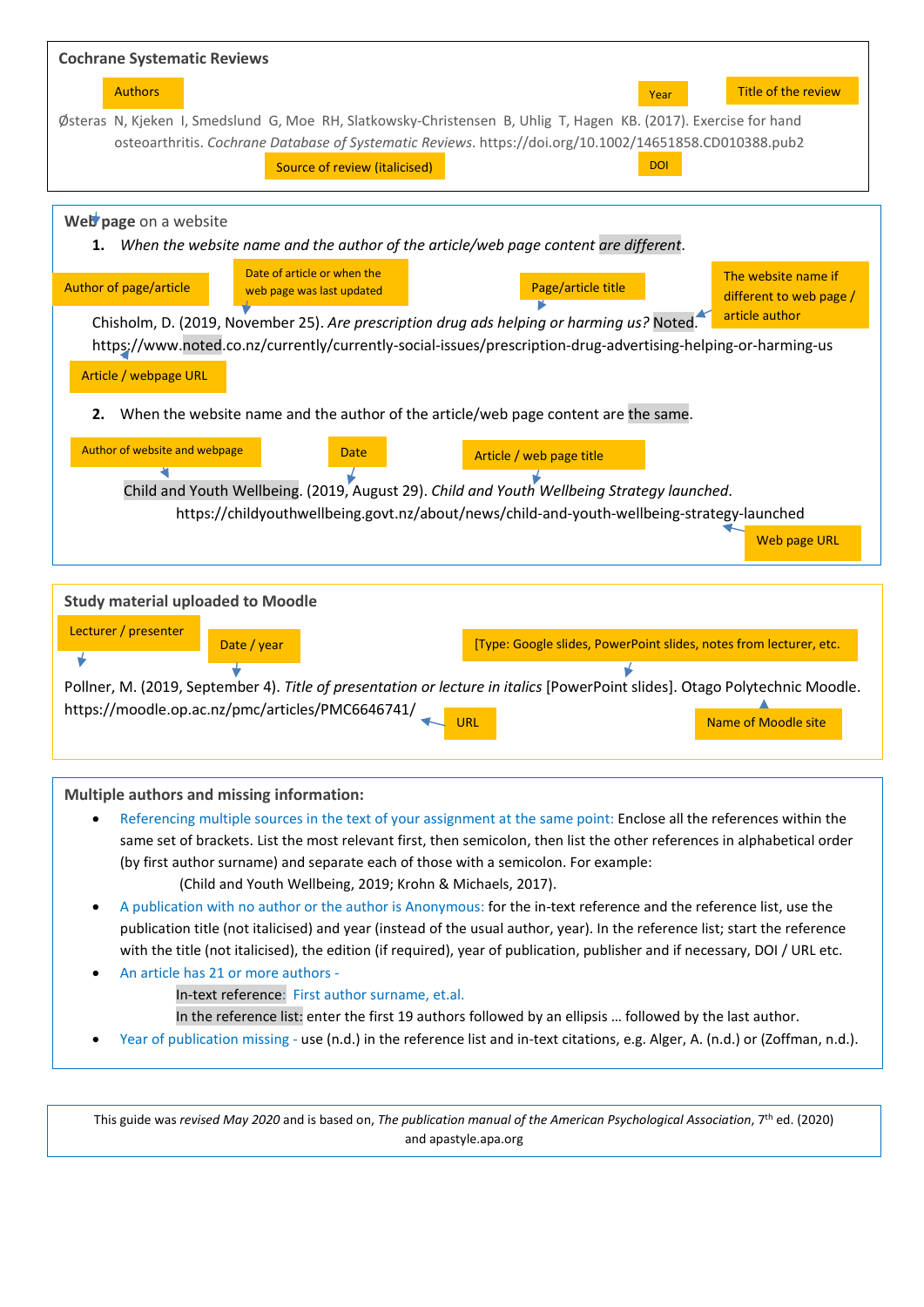## Cochrane Systematic Reviews

Authors | Year | Title of the review

Østeras N, Kjeken I, Smedslund G, Moe RH, Slatkowsky-Christensen B, Uhlig T, Hagen KB. (2017). Exercise for hand osteoarthritis. *Cochrane Database of Systematic Reviews*. https://doi.org/10.1002/14651858.CD010388.pub2

Source of review (italicised) | DOI

## Web page on a website

1. *When the website name and the author of the article/web page content are different*.

Author of page/article | Date of article or when the web page was last updated | Page/article title | The website name if different to web page / article author

Chisholm, D. (2019, November 25). *Are prescription drug ads helping or harming us?* Noted. https://www.noted.co.nz/currently/currently-social-issues/prescription-drug-advertising-helping-or-harming-us

Article / webpage URL

2. When the website name and the author of the article/web page content are the same.

Author of website and webpage | Date | Article / web page title

Child and Youth Wellbeing. (2019, August 29). *Child and Youth Wellbeing Strategy launched*. https://childyouthwellbeing.govt.nz/about/news/child-and-youth-wellbeing-strategy-launched

Web page URL

## Study material uploaded to Moodle

Lecturer / presenter | Date / year | [Type: Google slides, PowerPoint slides, notes from lecturer, etc.

Pollner, M. (2019, September 4). *Title of presentation or lecture in italics* [PowerPoint slides]. Otago Polytechnic Moodle. https://moodle.op.ac.nz/pmc/articles/PMC6646741/

URL | Name of Moodle site

## Multiple authors and missing information:

- Referencing multiple sources in the text of your assignment at the same point: Enclose all the references within the same set of brackets. List the most relevant first, then semicolon, then list the other references in alphabetical order (by first author surname) and separate each of those with a semicolon. For example:
  (Child and Youth Wellbeing, 2019; Krohn & Michaels, 2017).
- A publication with no author or the author is Anonymous: for the in-text reference and the reference list, use the publication title (not italicised) and year (instead of the usual author, year). In the reference list; start the reference with the title (not italicised), the edition (if required), year of publication, publisher and if necessary, DOI / URL etc.
- An article has 21 or more authors -
  In-text reference: First author surname, et.al.
  In the reference list: enter the first 19 authors followed by an ellipsis … followed by the last author.
- Year of publication missing - use (n.d.) in the reference list and in-text citations, e.g. Alger, A. (n.d.) or (Zoffman, n.d.).

This guide was *revised May 2020* and is based on, *The publication manual of the American Psychological Association*, 7th ed. (2020) and apastyle.apa.org